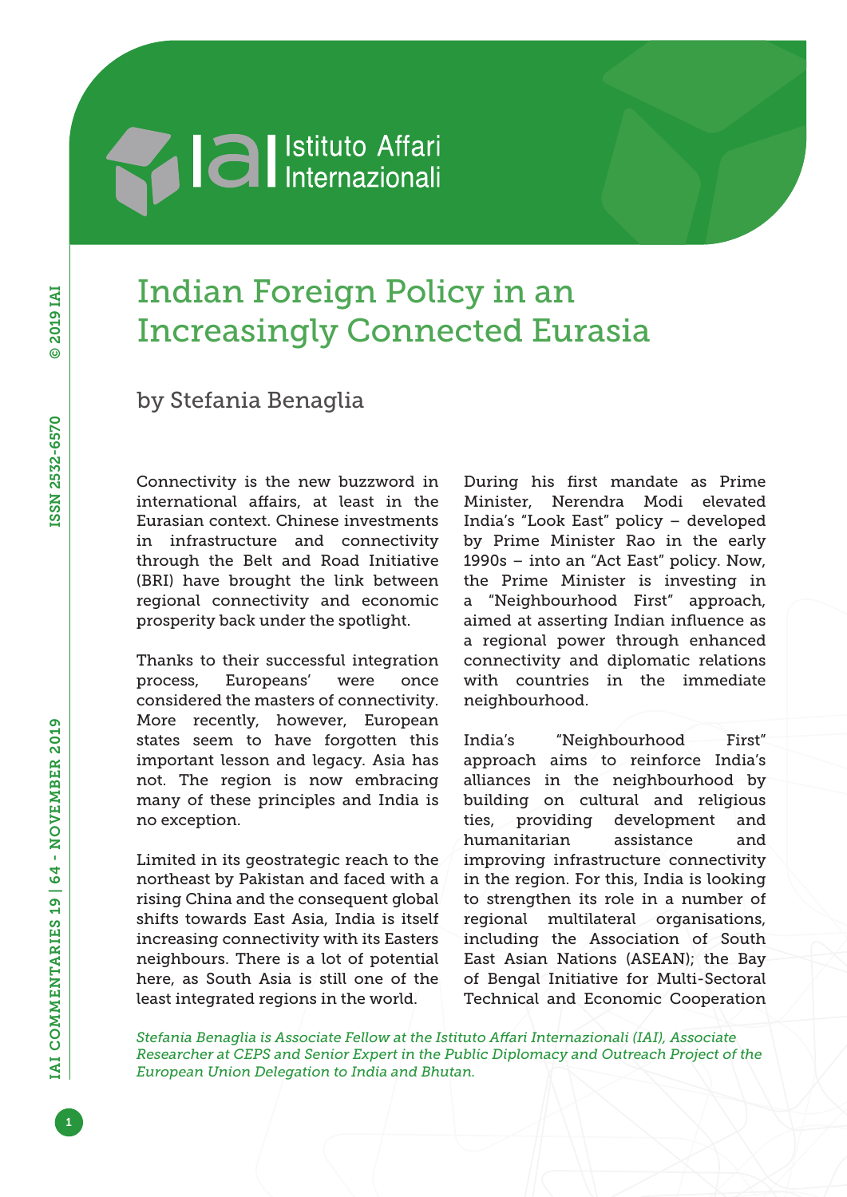# Indian Foreign Policy in an Increasingly Connected Eurasia

by Stefania Benaglia

Connectivity is the new buzzword in international affairs, at least in the Eurasian context. Chinese investments in infrastructure and connectivity through the Belt and Road Initiative (BRI) have brought the link between regional connectivity and economic prosperity back under the spotlight.

Thanks to their successful integration process, Europeans' were once considered the masters of connectivity. More recently, however, European states seem to have forgotten this important lesson and legacy. Asia has not. The region is now embracing many of these principles and India is no exception.

Limited in its geostrategic reach to the northeast by Pakistan and faced with a rising China and the consequent global shifts towards East Asia, India is itself increasing connectivity with its Easters neighbours. There is a lot of potential here, as South Asia is still one of the least integrated regions in the world.

During his first mandate as Prime Minister, Nerendra Modi elevated India's "Look East" policy – developed by Prime Minister Rao in the early 1990s – into an "Act East" policy. Now, the Prime Minister is investing in a "Neighbourhood First" approach, aimed at asserting Indian influence as a regional power through enhanced connectivity and diplomatic relations with countries in the immediate neighbourhood.

India's "Neighbourhood First" approach aims to reinforce India's alliances in the neighbourhood by building on cultural and religious ties, providing development and humanitarian assistance and improving infrastructure connectivity in the region. For this, India is looking to strengthen its role in a number of regional multilateral organisations, including the Association of South East Asian Nations (ASEAN); the Bay of Bengal Initiative for Multi-Sectoral Technical and Economic Cooperation

*Stefania Benaglia is Associate Fellow at the Istituto Affari Internazionali (IAI), Associate Researcher at CEPS and Senior Expert in the Public Diplomacy and Outreach Project of the European Union Delegation to India and Bhutan.*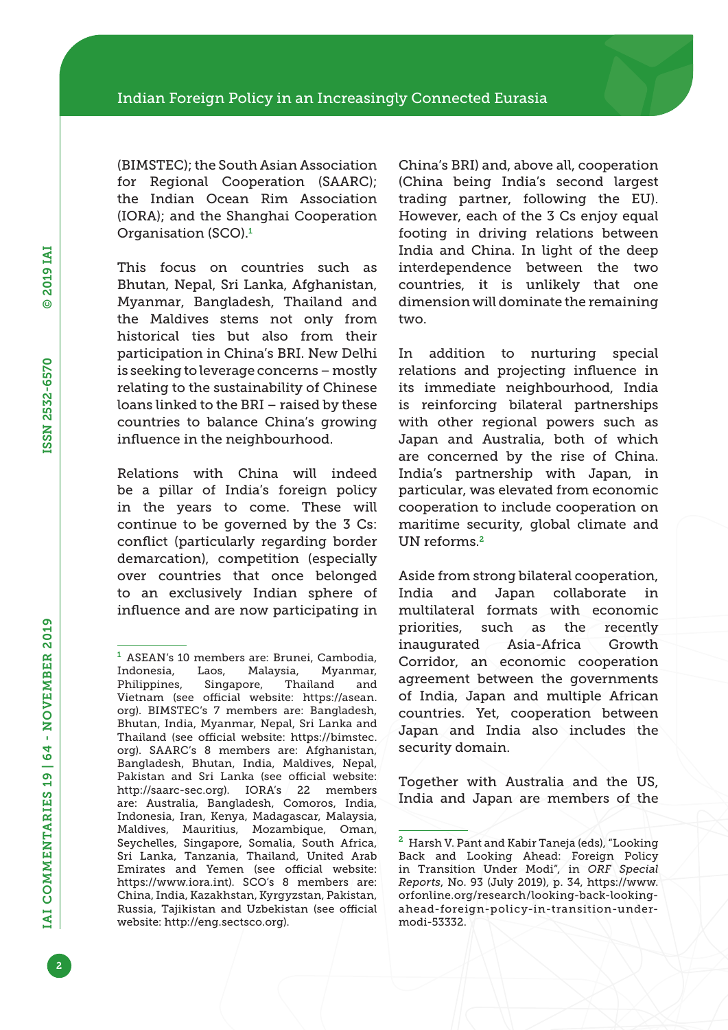(BIMSTEC); the South Asian Association for Regional Cooperation (SAARC); the Indian Ocean Rim Association (IORA); and the Shanghai Cooperation Organisation (SCO).[1]

This focus on countries such as Bhutan, Nepal, Sri Lanka, Afghanistan, Myanmar, Bangladesh, Thailand and the Maldives stems not only from historical ties but also from their participation in China's BRI. New Delhi is seeking to leverage concerns – mostly relating to the sustainability of Chinese loans linked to the BRI – raised by these countries to balance China's growing influence in the neighbourhood.

Relations with China will indeed be a pillar of India's foreign policy in the years to come. These will continue to be governed by the 3 Cs: conflict (particularly regarding border demarcation), competition (especially over countries that once belonged to an exclusively Indian sphere of influence and are now participating in China's BRI) and, above all, cooperation (China being India's second largest trading partner, following the EU). However, each of the 3 Cs enjoy equal footing in driving relations between India and China. In light of the deep interdependence between the two countries, it is unlikely that one dimension will dominate the remaining two.

In addition to nurturing special relations and projecting influence in its immediate neighbourhood, India is reinforcing bilateral partnerships with other regional powers such as Japan and Australia, both of which are concerned by the rise of China. India's partnership with Japan, in particular, was elevated from economic cooperation to include cooperation on maritime security, global climate and UN reforms.[2]

Aside from strong bilateral cooperation, India and Japan collaborate in multilateral formats with economic priorities, such as the recently inaugurated Asia-Africa Growth Corridor, an economic cooperation agreement between the governments of India, Japan and multiple African countries. Yet, cooperation between Japan and India also includes the security domain.

Together with Australia and the US, India and Japan are members of the

---

[1] ASEAN's 10 members are: Brunei, Cambodia, Indonesia, Laos, Malaysia, Myanmar, Philippines, Singapore, Thailand and Vietnam (see official website: https://asean.org). BIMSTEC's 7 members are: Bangladesh, Bhutan, India, Myanmar, Nepal, Sri Lanka and Thailand (see official website: https://bimstec.org). SAARC's 8 members are: Afghanistan, Bangladesh, Bhutan, India, Maldives, Nepal, Pakistan and Sri Lanka (see official website: http://saarc-sec.org). IORA's 22 members are: Australia, Bangladesh, Comoros, India, Indonesia, Iran, Kenya, Madagascar, Malaysia, Maldives, Mauritius, Mozambique, Oman, Seychelles, Singapore, Somalia, South Africa, Sri Lanka, Tanzania, Thailand, United Arab Emirates and Yemen (see official website: https://www.iora.int). SCO's 8 members are: China, India, Kazakhstan, Kyrgyzstan, Pakistan, Russia, Tajikistan and Uzbekistan (see official website: http://eng.sectsco.org).

[2] Harsh V. Pant and Kabir Taneja (eds), "Looking Back and Looking Ahead: Foreign Policy in Transition Under Modi", in *ORF Special Reports*, No. 93 (July 2019), p. 34, https://www.orfonline.org/research/looking-back-looking-ahead-foreign-policy-in-transition-under-modi-53332.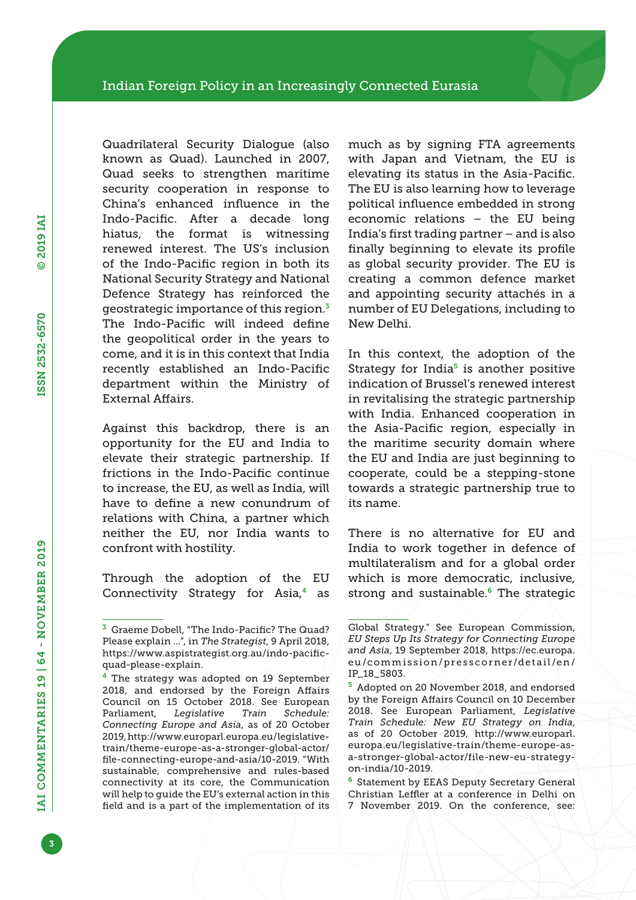Quadrilateral Security Dialogue (also known as Quad). Launched in 2007, Quad seeks to strengthen maritime security cooperation in response to China's enhanced influence in the Indo-Pacific. After a decade long hiatus, the format is witnessing renewed interest. The US's inclusion of the Indo-Pacific region in both its National Security Strategy and National Defence Strategy has reinforced the geostrategic importance of this region.[3] The Indo-Pacific will indeed define the geopolitical order in the years to come, and it is in this context that India recently established an Indo-Pacific department within the Ministry of External Affairs.

Against this backdrop, there is an opportunity for the EU and India to elevate their strategic partnership. If frictions in the Indo-Pacific continue to increase, the EU, as well as India, will have to define a new conundrum of relations with China, a partner which neither the EU, nor India wants to confront with hostility.

Through the adoption of the EU Connectivity Strategy for Asia,[4] as much as by signing FTA agreements with Japan and Vietnam, the EU is elevating its status in the Asia-Pacific. The EU is also learning how to leverage political influence embedded in strong economic relations – the EU being India's first trading partner – and is also finally beginning to elevate its profile as global security provider. The EU is creating a common defence market and appointing security attachés in a number of EU Delegations, including to New Delhi.

In this context, the adoption of the Strategy for India[5] is another positive indication of Brussel's renewed interest in revitalising the strategic partnership with India. Enhanced cooperation in the Asia-Pacific region, especially in the maritime security domain where the EU and India are just beginning to cooperate, could be a stepping-stone towards a strategic partnership true to its name.

There is no alternative for EU and India to work together in defence of multilateralism and for a global order which is more democratic, inclusive, strong and sustainable.[6] The strategic

---

[3] Graeme Dobell, "The Indo-Pacific? The Quad? Please explain ...", in *The Strategist*, 9 April 2018, https://www.aspistrategist.org.au/indo-pacific-quad-please-explain.

[4] The strategy was adopted on 19 September 2018, and endorsed by the Foreign Affairs Council on 15 October 2018. See European Parliament, *Legislative Train Schedule: Connecting Europe and Asia*, as of 20 October 2019, http://www.europarl.europa.eu/legislative-train/theme-europe-as-a-stronger-global-actor/file-connecting-europe-and-asia/10-2019. "With sustainable, comprehensive and rules-based connectivity at its core, the Communication will help to guide the EU's external action in this field and is a part of the implementation of its Global Strategy." See European Commission, *EU Steps Up Its Strategy for Connecting Europe and Asia*, 19 September 2018, https://ec.europa.eu/commission/presscorner/detail/en/IP_18_5803.

[5] Adopted on 20 November 2018, and endorsed by the Foreign Affairs Council on 10 December 2018. See European Parliament, *Legislative Train Schedule: New EU Strategy on India*, as of 20 October 2019, http://www.europarl.europa.eu/legislative-train/theme-europe-as-a-stronger-global-actor/file-new-eu-strategy-on-india/10-2019.

[6] Statement by EEAS Deputy Secretary General Christian Leffler at a conference in Delhi on 7 November 2019. On the conference, see: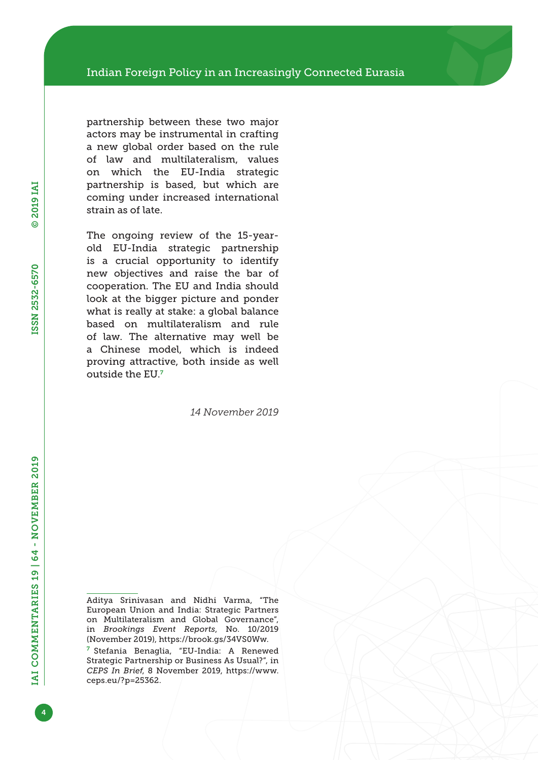partnership between these two major actors may be instrumental in crafting a new global order based on the rule of law and multilateralism, values on which the EU-India strategic partnership is based, but which are coming under increased international strain as of late.

The ongoing review of the 15-year-old EU-India strategic partnership is a crucial opportunity to identify new objectives and raise the bar of cooperation. The EU and India should look at the bigger picture and ponder what is really at stake: a global balance based on multilateralism and rule of law. The alternative may well be a Chinese model, which is indeed proving attractive, both inside as well outside the EU.[7]

*14 November 2019*

---

Aditya Srinivasan and Nidhi Varma, "The European Union and India: Strategic Partners on Multilateralism and Global Governance", in *Brookings Event Reports*, No. 10/2019 (November 2019), https://brook.gs/34VS0Ww.

[7] Stefania Benaglia, "EU-India: A Renewed Strategic Partnership or Business As Usual?", in *CEPS In Brief*, 8 November 2019, https://www.ceps.eu/?p=25362.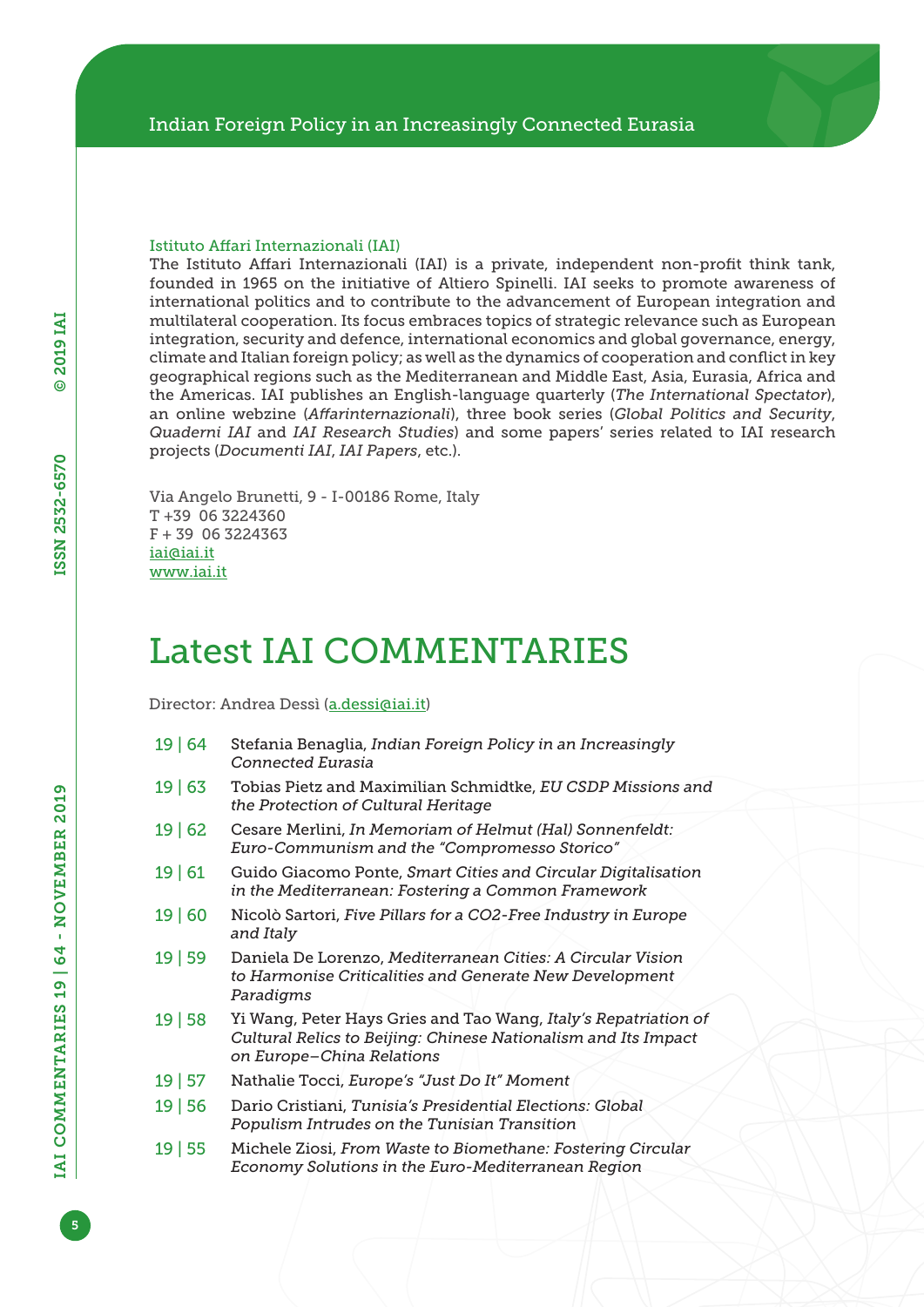Istituto Affari Internazionali (IAI)

The Istituto Affari Internazionali (IAI) is a private, independent non-profit think tank, founded in 1965 on the initiative of Altiero Spinelli. IAI seeks to promote awareness of international politics and to contribute to the advancement of European integration and multilateral cooperation. Its focus embraces topics of strategic relevance such as European integration, security and defence, international economics and global governance, energy, climate and Italian foreign policy; as well as the dynamics of cooperation and conflict in key geographical regions such as the Mediterranean and Middle East, Asia, Eurasia, Africa and the Americas. IAI publishes an English-language quarterly (*The International Spectator*), an online webzine (*Affarinternazionali*), three book series (*Global Politics and Security*, *Quaderni IAI* and *IAI Research Studies*) and some papers' series related to IAI research projects (*Documenti IAI*, *IAI Papers*, etc.).

Via Angelo Brunetti, 9 - I-00186 Rome, Italy
T +39 06 3224360
F + 39 06 3224363
iai@iai.it
www.iai.it

# Latest IAI COMMENTARIES

Director: Andrea Dessì (a.dessi@iai.it)

| | |
|---|---|
| 19 \| 64 | Stefania Benaglia, *Indian Foreign Policy in an Increasingly Connected Eurasia* |
| 19 \| 63 | Tobias Pietz and Maximilian Schmidtke, *EU CSDP Missions and the Protection of Cultural Heritage* |
| 19 \| 62 | Cesare Merlini, *In Memoriam of Helmut (Hal) Sonnenfeldt: Euro-Communism and the "Compromesso Storico"* |
| 19 \| 61 | Guido Giacomo Ponte, *Smart Cities and Circular Digitalisation in the Mediterranean: Fostering a Common Framework* |
| 19 \| 60 | Nicolò Sartori, *Five Pillars for a CO2-Free Industry in Europe and Italy* |
| 19 \| 59 | Daniela De Lorenzo, *Mediterranean Cities: A Circular Vision to Harmonise Criticalities and Generate New Development Paradigms* |
| 19 \| 58 | Yi Wang, Peter Hays Gries and Tao Wang, *Italy's Repatriation of Cultural Relics to Beijing: Chinese Nationalism and Its Impact on Europe–China Relations* |
| 19 \| 57 | Nathalie Tocci, *Europe's "Just Do It" Moment* |
| 19 \| 56 | Dario Cristiani, *Tunisia's Presidential Elections: Global Populism Intrudes on the Tunisian Transition* |
| 19 \| 55 | Michele Ziosi, *From Waste to Biomethane: Fostering Circular Economy Solutions in the Euro-Mediterranean Region* |